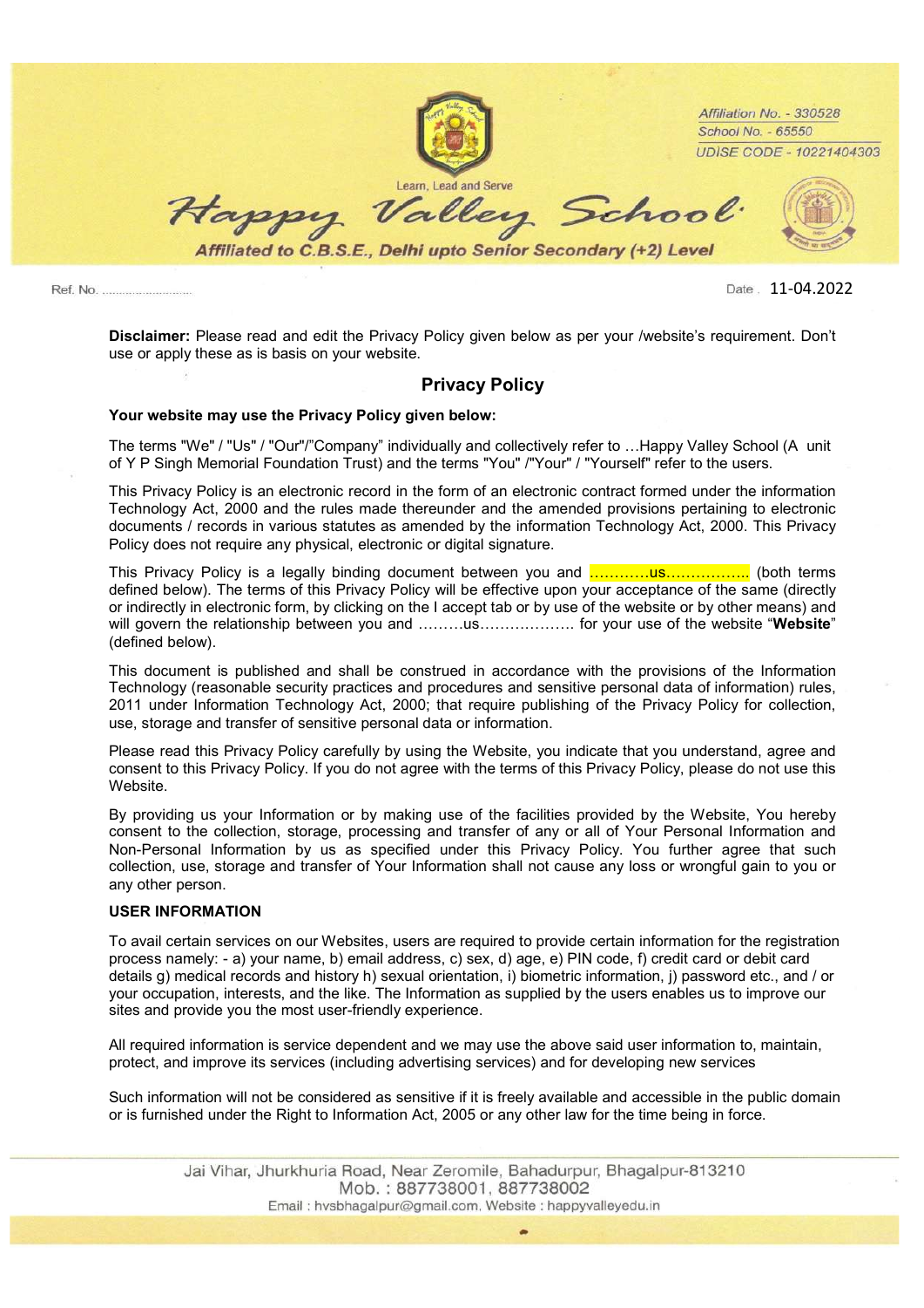Affiliation No. - 330528
School No. - 65550
UDISE CODE - 10221404303

Learn, Lead and Serve

# Happy Valley School

*Affiliated to C.B.S.E., Delhi upto Senior Secondary (+2) Level*

Ref. No. ........................ Date 11-04.2022

**Disclaimer:** Please read and edit the Privacy Policy given below as per your /website's requirement. Don't use or apply these as is basis on your website.

## Privacy Policy

**Your website may use the Privacy Policy given below:**

The terms "We" / "Us" / "Our"/"Company" individually and collectively refer to …Happy Valley School (A unit of Y P Singh Memorial Foundation Trust) and the terms "You" /"Your" / "Yourself" refer to the users.

This Privacy Policy is an electronic record in the form of an electronic contract formed under the information Technology Act, 2000 and the rules made thereunder and the amended provisions pertaining to electronic documents / records in various statutes as amended by the information Technology Act, 2000. This Privacy Policy does not require any physical, electronic or digital signature.

This Privacy Policy is a legally binding document between you and …………us…………….. (both terms defined below). The terms of this Privacy Policy will be effective upon your acceptance of the same (directly or indirectly in electronic form, by clicking on the I accept tab or by use of the website or by other means) and will govern the relationship between you and ………us………………. for your use of the website "**Website**" (defined below).

This document is published and shall be construed in accordance with the provisions of the Information Technology (reasonable security practices and procedures and sensitive personal data of information) rules, 2011 under Information Technology Act, 2000; that require publishing of the Privacy Policy for collection, use, storage and transfer of sensitive personal data or information.

Please read this Privacy Policy carefully by using the Website, you indicate that you understand, agree and consent to this Privacy Policy. If you do not agree with the terms of this Privacy Policy, please do not use this Website.

By providing us your Information or by making use of the facilities provided by the Website, You hereby consent to the collection, storage, processing and transfer of any or all of Your Personal Information and Non-Personal Information by us as specified under this Privacy Policy. You further agree that such collection, use, storage and transfer of Your Information shall not cause any loss or wrongful gain to you or any other person.

**USER INFORMATION**

To avail certain services on our Websites, users are required to provide certain information for the registration process namely: - a) your name, b) email address, c) sex, d) age, e) PIN code, f) credit card or debit card details g) medical records and history h) sexual orientation, i) biometric information, j) password etc., and / or your occupation, interests, and the like. The Information as supplied by the users enables us to improve our sites and provide you the most user-friendly experience.

All required information is service dependent and we may use the above said user information to, maintain, protect, and improve its services (including advertising services) and for developing new services

Such information will not be considered as sensitive if it is freely available and accessible in the public domain or is furnished under the Right to Information Act, 2005 or any other law for the time being in force.

Jai Vihar, Jhurkhuria Road, Near Zeromile, Bahadurpur, Bhagalpur-813210
Mob. : 887738001, 887738002
Email : hvsbhagalpur@gmail.com, Website : happyvalleyedu.in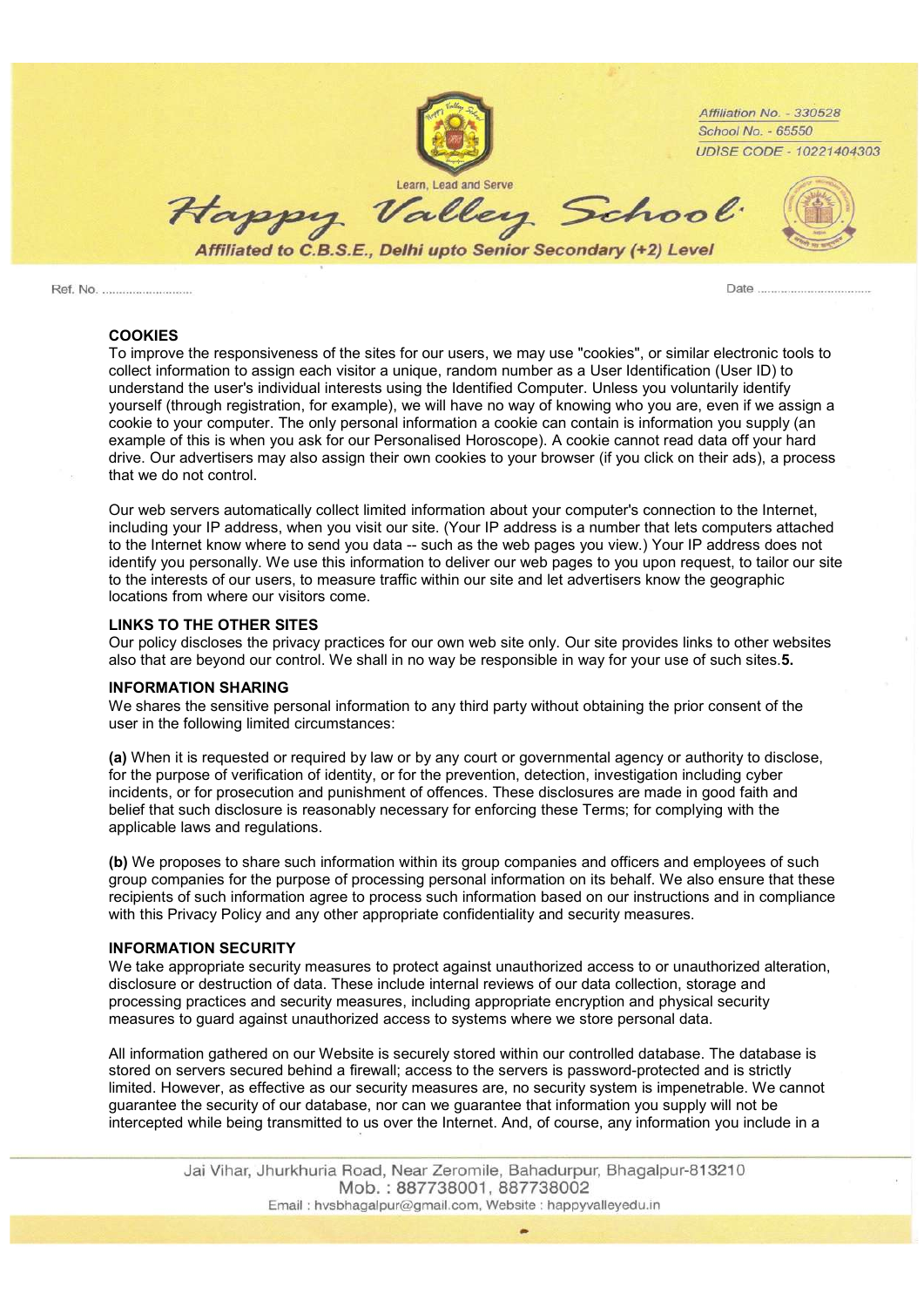### COOKIES

To improve the responsiveness of the sites for our users, we may use "cookies", or similar electronic tools to collect information to assign each visitor a unique, random number as a User Identification (User ID) to understand the user's individual interests using the Identified Computer. Unless you voluntarily identify yourself (through registration, for example), we will have no way of knowing who you are, even if we assign a cookie to your computer. The only personal information a cookie can contain is information you supply (an example of this is when you ask for our Personalised Horoscope). A cookie cannot read data off your hard drive. Our advertisers may also assign their own cookies to your browser (if you click on their ads), a process that we do not control.

Our web servers automatically collect limited information about your computer's connection to the Internet, including your IP address, when you visit our site. (Your IP address is a number that lets computers attached to the Internet know where to send you data -- such as the web pages you view.) Your IP address does not identify you personally. We use this information to deliver our web pages to you upon request, to tailor our site to the interests of our users, to measure traffic within our site and let advertisers know the geographic locations from where our visitors come.

### LINKS TO THE OTHER SITES

Our policy discloses the privacy practices for our own web site only. Our site provides links to other websites also that are beyond our control. We shall in no way be responsible in way for your use of such sites.**5.**

### INFORMATION SHARING

We shares the sensitive personal information to any third party without obtaining the prior consent of the user in the following limited circumstances:

**(a)** When it is requested or required by law or by any court or governmental agency or authority to disclose, for the purpose of verification of identity, or for the prevention, detection, investigation including cyber incidents, or for prosecution and punishment of offences. These disclosures are made in good faith and belief that such disclosure is reasonably necessary for enforcing these Terms; for complying with the applicable laws and regulations.

**(b)** We proposes to share such information within its group companies and officers and employees of such group companies for the purpose of processing personal information on its behalf. We also ensure that these recipients of such information agree to process such information based on our instructions and in compliance with this Privacy Policy and any other appropriate confidentiality and security measures.

### INFORMATION SECURITY

We take appropriate security measures to protect against unauthorized access to or unauthorized alteration, disclosure or destruction of data. These include internal reviews of our data collection, storage and processing practices and security measures, including appropriate encryption and physical security measures to guard against unauthorized access to systems where we store personal data.

All information gathered on our Website is securely stored within our controlled database. The database is stored on servers secured behind a firewall; access to the servers is password-protected and is strictly limited. However, as effective as our security measures are, no security system is impenetrable. We cannot guarantee the security of our database, nor can we guarantee that information you supply will not be intercepted while being transmitted to us over the Internet. And, of course, any information you include in a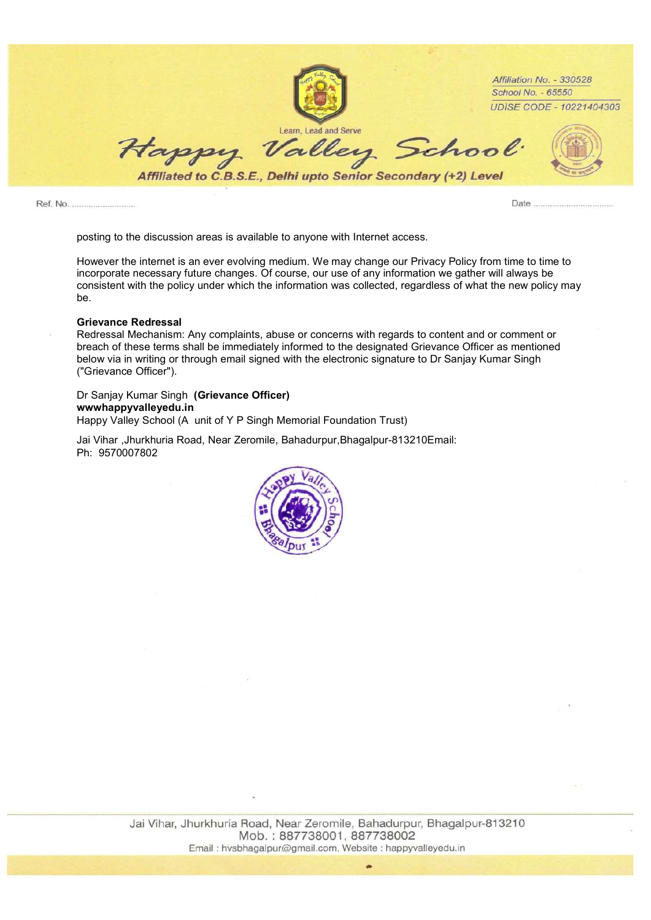posting to the discussion areas is available to anyone with Internet access.

However the internet is an ever evolving medium. We may change our Privacy Policy from time to time to incorporate necessary future changes. Of course, our use of any information we gather will always be consistent with the policy under which the information was collected, regardless of what the new policy may be.

**Grievance Redressal**

Redressal Mechanism: Any complaints, abuse or concerns with regards to content and or comment or breach of these terms shall be immediately informed to the designated Grievance Officer as mentioned below via in writing or through email signed with the electronic signature to Dr Sanjay Kumar Singh ("Grievance Officer").

Dr Sanjay Kumar Singh **(Grievance Officer)**
**wwwhappyvalleyedu.in**
Happy Valley School (A unit of Y P Singh Memorial Foundation Trust)

Jai Vihar ,Jhurkhuria Road, Near Zeromile, Bahadurpur,Bhagalpur-813210Email:
Ph: 9570007802